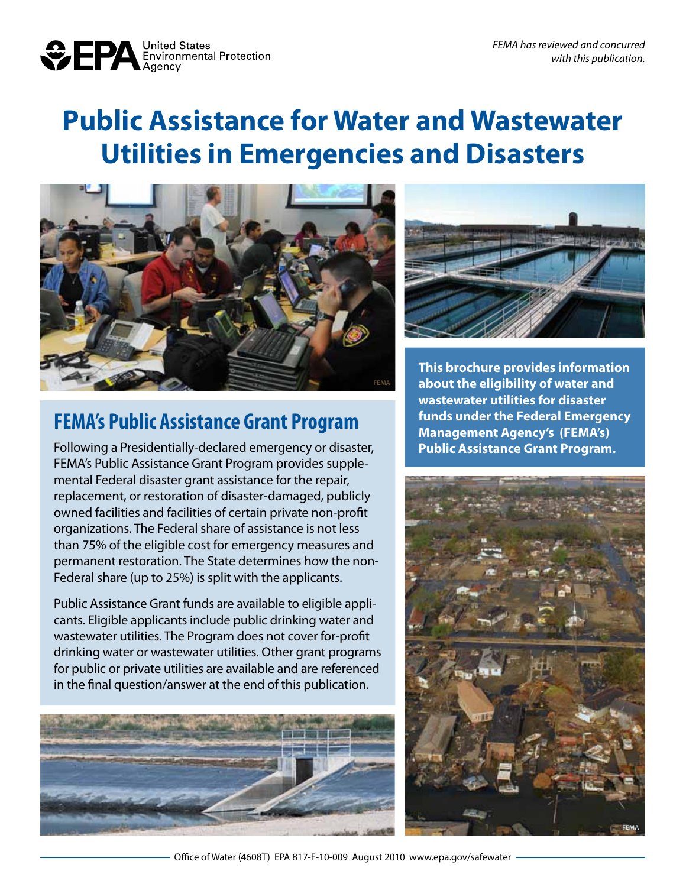*FEMA has reviewed and concurred with this publication.*

# Public Assistance for Water and Wastewater Utilities in Emergencies and Disasters

**This brochure provides information about the eligibility of water and wastewater utilities for disaster funds under the Federal Emergency Management Agency's (FEMA's) Public Assistance Grant Program.**

## FEMA's Public Assistance Grant Program

Following a Presidentially-declared emergency or disaster, FEMA's Public Assistance Grant Program provides supplemental Federal disaster grant assistance for the repair, replacement, or restoration of disaster-damaged, publicly owned facilities and facilities of certain private non-profit organizations. The Federal share of assistance is not less than 75% of the eligible cost for emergency measures and permanent restoration. The State determines how the non-Federal share (up to 25%) is split with the applicants.

Public Assistance Grant funds are available to eligible applicants. Eligible applicants include public drinking water and wastewater utilities. The Program does not cover for-profit drinking water or wastewater utilities. Other grant programs for public or private utilities are available and are referenced in the final question/answer at the end of this publication.

Office of Water (4608T) EPA 817-F-10-009 August 2010 www.epa.gov/safewater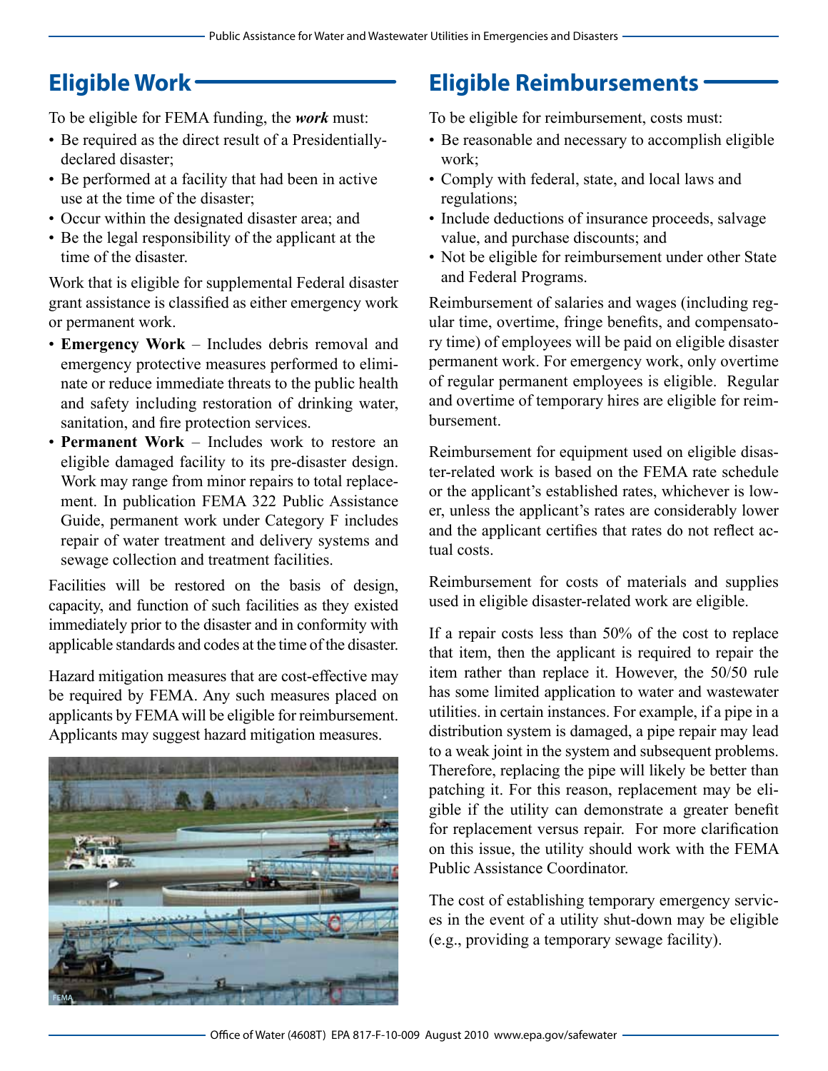## Eligible Work

To be eligible for FEMA funding, the ***work*** must:

- Be required as the direct result of a Presidentially-declared disaster;
- Be performed at a facility that had been in active use at the time of the disaster;
- Occur within the designated disaster area; and
- Be the legal responsibility of the applicant at the time of the disaster.

Work that is eligible for supplemental Federal disaster grant assistance is classified as either emergency work or permanent work.

- **Emergency Work** – Includes debris removal and emergency protective measures performed to eliminate or reduce immediate threats to the public health and safety including restoration of drinking water, sanitation, and fire protection services.
- **Permanent Work** – Includes work to restore an eligible damaged facility to its pre-disaster design. Work may range from minor repairs to total replacement. In publication FEMA 322 Public Assistance Guide, permanent work under Category F includes repair of water treatment and delivery systems and sewage collection and treatment facilities.

Facilities will be restored on the basis of design, capacity, and function of such facilities as they existed immediately prior to the disaster and in conformity with applicable standards and codes at the time of the disaster.

Hazard mitigation measures that are cost-effective may be required by FEMA. Any such measures placed on applicants by FEMA will be eligible for reimbursement. Applicants may suggest hazard mitigation measures.

## Eligible Reimbursements

To be eligible for reimbursement, costs must:

- Be reasonable and necessary to accomplish eligible work;
- Comply with federal, state, and local laws and regulations;
- Include deductions of insurance proceeds, salvage value, and purchase discounts; and
- Not be eligible for reimbursement under other State and Federal Programs.

Reimbursement of salaries and wages (including regular time, overtime, fringe benefits, and compensatory time) of employees will be paid on eligible disaster permanent work. For emergency work, only overtime of regular permanent employees is eligible. Regular and overtime of temporary hires are eligible for reimbursement.

Reimbursement for equipment used on eligible disaster-related work is based on the FEMA rate schedule or the applicant's established rates, whichever is lower, unless the applicant's rates are considerably lower and the applicant certifies that rates do not reflect actual costs.

Reimbursement for costs of materials and supplies used in eligible disaster-related work are eligible.

If a repair costs less than 50% of the cost to replace that item, then the applicant is required to repair the item rather than replace it. However, the 50/50 rule has some limited application to water and wastewater utilities. in certain instances. For example, if a pipe in a distribution system is damaged, a pipe repair may lead to a weak joint in the system and subsequent problems. Therefore, replacing the pipe will likely be better than patching it. For this reason, replacement may be eligible if the utility can demonstrate a greater benefit for replacement versus repair. For more clarification on this issue, the utility should work with the FEMA Public Assistance Coordinator.

The cost of establishing temporary emergency services in the event of a utility shut-down may be eligible (e.g., providing a temporary sewage facility).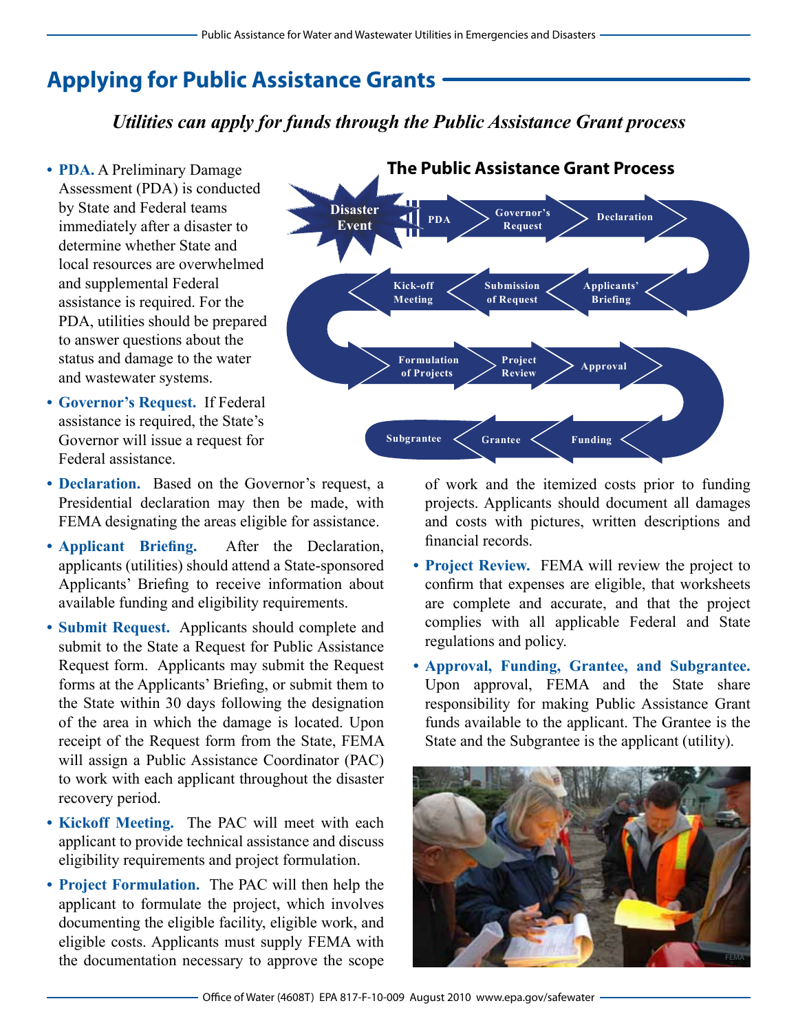## Applying for Public Assistance Grants

*Utilities can apply for funds through the Public Assistance Grant process*

**The Public Assistance Grant Process**

Disaster Event → PDA → Governor's Request → Declaration → Applicants' Briefing → Submission of Request → Kick-off Meeting → Formulation of Projects → Project Review → Approval → Funding → Grantee → Subgrantee

- **PDA.** A Preliminary Damage Assessment (PDA) is conducted by State and Federal teams immediately after a disaster to determine whether State and local resources are overwhelmed and supplemental Federal assistance is required. For the PDA, utilities should be prepared to answer questions about the status and damage to the water and wastewater systems.
- **Governor's Request.** If Federal assistance is required, the State's Governor will issue a request for Federal assistance.
- **Declaration.** Based on the Governor's request, a Presidential declaration may then be made, with FEMA designating the areas eligible for assistance.
- **Applicant Briefing.** After the Declaration, applicants (utilities) should attend a State-sponsored Applicants' Briefing to receive information about available funding and eligibility requirements.
- **Submit Request.** Applicants should complete and submit to the State a Request for Public Assistance Request form. Applicants may submit the Request forms at the Applicants' Briefing, or submit them to the State within 30 days following the designation of the area in which the damage is located. Upon receipt of the Request form from the State, FEMA will assign a Public Assistance Coordinator (PAC) to work with each applicant throughout the disaster recovery period.
- **Kickoff Meeting.** The PAC will meet with each applicant to provide technical assistance and discuss eligibility requirements and project formulation.
- **Project Formulation.** The PAC will then help the applicant to formulate the project, which involves documenting the eligible facility, eligible work, and eligible costs. Applicants must supply FEMA with the documentation necessary to approve the scope of work and the itemized costs prior to funding projects. Applicants should document all damages and costs with pictures, written descriptions and financial records.
- **Project Review.** FEMA will review the project to confirm that expenses are eligible, that worksheets are complete and accurate, and that the project complies with all applicable Federal and State regulations and policy.
- **Approval, Funding, Grantee, and Subgrantee.** Upon approval, FEMA and the State share responsibility for making Public Assistance Grant funds available to the applicant. The Grantee is the State and the Subgrantee is the applicant (utility).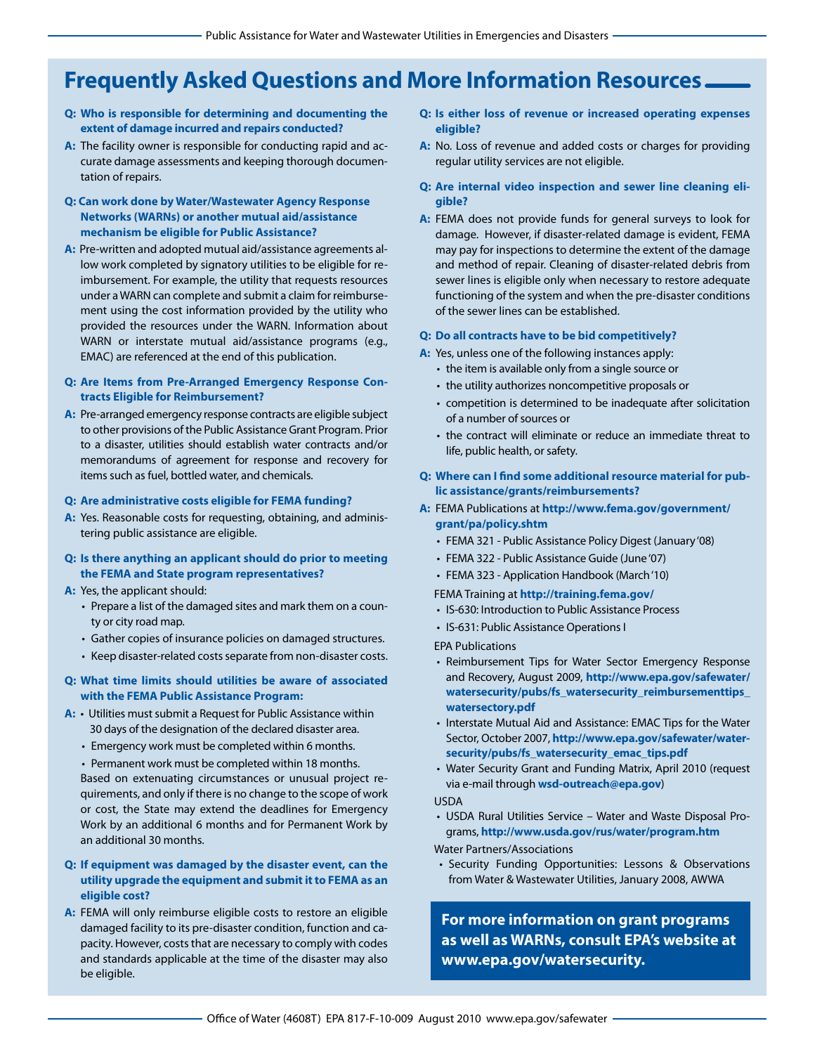# Frequently Asked Questions and More Information Resources

**Q: Who is responsible for determining and documenting the extent of damage incurred and repairs conducted?**

**A:** The facility owner is responsible for conducting rapid and accurate damage assessments and keeping thorough documentation of repairs.

**Q: Can work done by Water/Wastewater Agency Response Networks (WARNs) or another mutual aid/assistance mechanism be eligible for Public Assistance?**

**A:** Pre-written and adopted mutual aid/assistance agreements allow work completed by signatory utilities to be eligible for reimbursement. For example, the utility that requests resources under a WARN can complete and submit a claim for reimbursement using the cost information provided by the utility who provided the resources under the WARN. Information about WARN or interstate mutual aid/assistance programs (e.g., EMAC) are referenced at the end of this publication.

**Q: Are Items from Pre-Arranged Emergency Response Contracts Eligible for Reimbursement?**

**A:** Pre-arranged emergency response contracts are eligible subject to other provisions of the Public Assistance Grant Program. Prior to a disaster, utilities should establish water contracts and/or memorandums of agreement for response and recovery for items such as fuel, bottled water, and chemicals.

**Q: Are administrative costs eligible for FEMA funding?**

**A:** Yes. Reasonable costs for requesting, obtaining, and administering public assistance are eligible.

**Q: Is there anything an applicant should do prior to meeting the FEMA and State program representatives?**

**A:** Yes, the applicant should:

- Prepare a list of the damaged sites and mark them on a county or city road map.
- Gather copies of insurance policies on damaged structures.
- Keep disaster-related costs separate from non-disaster costs.

**Q: What time limits should utilities be aware of associated with the FEMA Public Assistance Program:**

**A:**
- Utilities must submit a Request for Public Assistance within 30 days of the designation of the declared disaster area.
- Emergency work must be completed within 6 months.
- Permanent work must be completed within 18 months.

Based on extenuating circumstances or unusual project requirements, and only if there is no change to the scope of work or cost, the State may extend the deadlines for Emergency Work by an additional 6 months and for Permanent Work by an additional 30 months.

**Q: If equipment was damaged by the disaster event, can the utility upgrade the equipment and submit it to FEMA as an eligible cost?**

**A:** FEMA will only reimburse eligible costs to restore an eligible damaged facility to its pre-disaster condition, function and capacity. However, costs that are necessary to comply with codes and standards applicable at the time of the disaster may also be eligible.

**Q: Is either loss of revenue or increased operating expenses eligible?**

**A:** No. Loss of revenue and added costs or charges for providing regular utility services are not eligible.

**Q: Are internal video inspection and sewer line cleaning eligible?**

**A:** FEMA does not provide funds for general surveys to look for damage. However, if disaster-related damage is evident, FEMA may pay for inspections to determine the extent of the damage and method of repair. Cleaning of disaster-related debris from sewer lines is eligible only when necessary to restore adequate functioning of the system and when the pre-disaster conditions of the sewer lines can be established.

**Q: Do all contracts have to be bid competitively?**

**A:** Yes, unless one of the following instances apply:

- the item is available only from a single source or
- the utility authorizes noncompetitive proposals or
- competition is determined to be inadequate after solicitation of a number of sources or
- the contract will eliminate or reduce an immediate threat to life, public health, or safety.

**Q: Where can I find some additional resource material for public assistance/grants/reimbursements?**

**A:** FEMA Publications at **http://www.fema.gov/government/grant/pa/policy.shtm**

- FEMA 321 - Public Assistance Policy Digest (January '08)
- FEMA 322 - Public Assistance Guide (June '07)
- FEMA 323 - Application Handbook (March '10)

FEMA Training at **http://training.fema.gov/**

- IS-630: Introduction to Public Assistance Process
- IS-631: Public Assistance Operations I

EPA Publications

- Reimbursement Tips for Water Sector Emergency Response and Recovery, August 2009, **http://www.epa.gov/safewater/watersecurity/pubs/fs_watersecurity_reimbursementtips_watersectory.pdf**
- Interstate Mutual Aid and Assistance: EMAC Tips for the Water Sector, October 2007, **http://www.epa.gov/safewater/watersecurity/pubs/fs_watersecurity_emac_tips.pdf**
- Water Security Grant and Funding Matrix, April 2010 (request via e-mail through **wsd-outreach@epa.gov**)

USDA

- USDA Rural Utilities Service – Water and Waste Disposal Programs, **http://www.usda.gov/rus/water/program.htm**

Water Partners/Associations

- Security Funding Opportunities: Lessons & Observations from Water & Wastewater Utilities, January 2008, AWWA

**For more information on grant programs as well as WARNs, consult EPA's website at www.epa.gov/watersecurity.**

Office of Water (4608T) EPA 817-F-10-009 August 2010 www.epa.gov/safewater